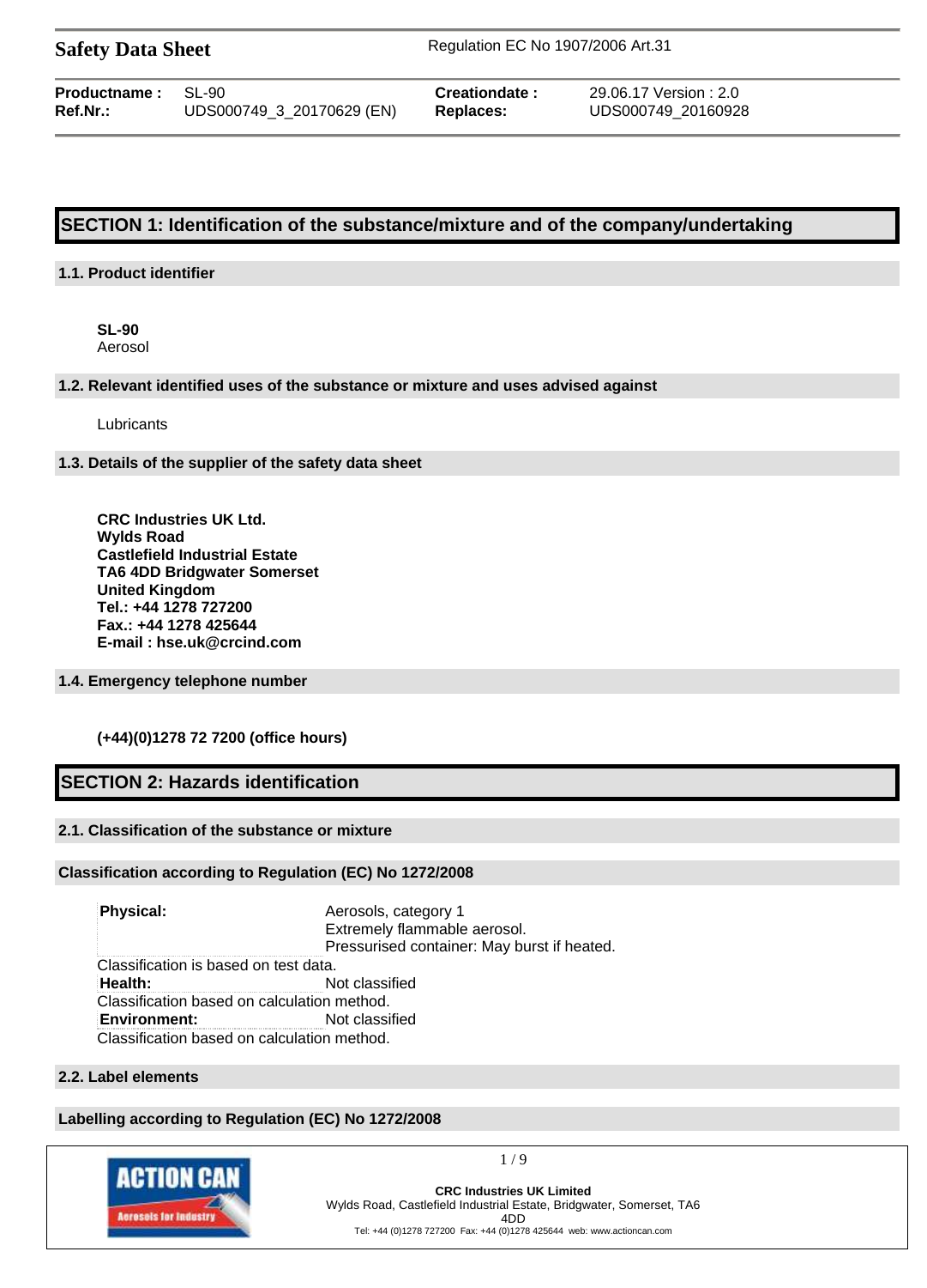**Safety Data Sheet** — Regulation EC No 1907/2006 Art.31

| | | | |
|---|---|---|---|
| **Productname :** | SL-90 | **Creationdate :** | 29.06.17 Version : 2.0 |
| **Ref.Nr.:** | UDS000749_3_20170629 (EN) | **Replaces:** | UDS000749_20160928 |

# SECTION 1: Identification of the substance/mixture and of the company/undertaking

## 1.1. Product identifier

**SL-90**
Aerosol

## 1.2. Relevant identified uses of the substance or mixture and uses advised against

Lubricants

## 1.3. Details of the supplier of the safety data sheet

**CRC Industries UK Ltd.**
**Wylds Road**
**Castlefield Industrial Estate**
**TA6 4DD Bridgwater Somerset**
**United Kingdom**
**Tel.: +44 1278 727200**
**Fax.: +44 1278 425644**
**E-mail : hse.uk@crcind.com**

## 1.4. Emergency telephone number

**(+44)(0)1278 72 7200 (office hours)**

# SECTION 2: Hazards identification

## 2.1. Classification of the substance or mixture

### Classification according to Regulation (EC) No 1272/2008

| | |
|---|---|
| **Physical:** | Aerosols, category 1<br>Extremely flammable aerosol.<br>Pressurised container: May burst if heated. |

Classification is based on test data.

| | |
|---|---|
| **Health:** | Not classified |

Classification based on calculation method.

| | |
|---|---|
| **Environment:** | Not classified |

Classification based on calculation method.

## 2.2. Label elements

### Labelling according to Regulation (EC) No 1272/2008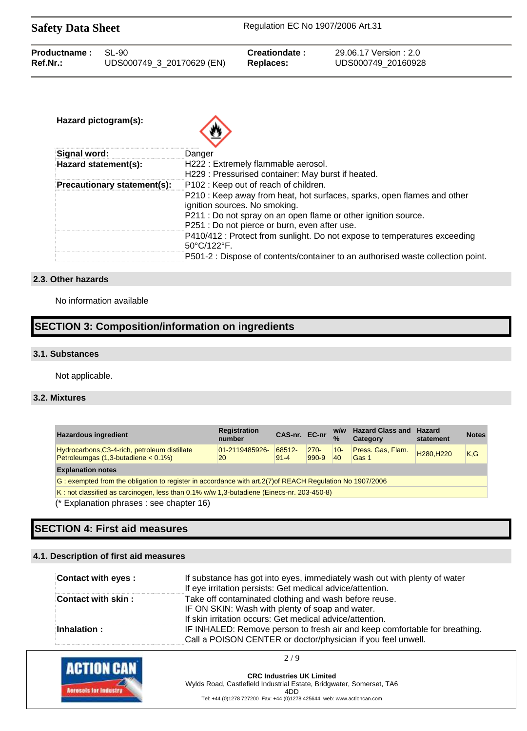| | |
|---|---|
| **Hazard pictogram(s):** | |
| **Signal word:** | Danger |
| **Hazard statement(s):** | H222 : Extremely flammable aerosol.<br>H229 : Pressurised container: May burst if heated. |
| **Precautionary statement(s):** | P102 : Keep out of reach of children.<br>P210 : Keep away from heat, hot surfaces, sparks, open flames and other ignition sources. No smoking.<br>P211 : Do not spray on an open flame or other ignition source.<br>P251 : Do not pierce or burn, even after use.<br>P410/412 : Protect from sunlight. Do not expose to temperatures exceeding 50°C/122°F.<br>P501-2 : Dispose of contents/container to an authorised waste collection point. |

### 2.3. Other hazards

No information available

## SECTION 3: Composition/information on ingredients

### 3.1. Substances

Not applicable.

### 3.2. Mixtures

| Hazardous ingredient | Registration number | CAS-nr. | EC-nr | w/w % | Hazard Class and Category | Hazard statement | Notes |
|---|---|---|---|---|---|---|---|
| Hydrocarbons,C3-4-rich, petroleum distillate Petroleumgas (1,3-butadiene < 0.1%) | 01-2119485926-20 | 68512-91-4 | 270-990-9 | 10-40 | Press. Gas, Flam. Gas 1 | H280,H220 | K,G |
| **Explanation notes** | | | | | | | |
| G : exempted from the obligation to register in accordance with art.2(7)of REACH Regulation No 1907/2006 | | | | | | | |
| K : not classified as carcinogen, less than 0.1% w/w 1,3-butadiene (Einecs-nr. 203-450-8) | | | | | | | |

(* Explanation phrases : see chapter 16)

## SECTION 4: First aid measures

### 4.1. Description of first aid measures

| | |
|---|---|
| **Contact with eyes :** | If substance has got into eyes, immediately wash out with plenty of water<br>If eye irritation persists: Get medical advice/attention. |
| **Contact with skin :** | Take off contaminated clothing and wash before reuse.<br>IF ON SKIN: Wash with plenty of soap and water.<br>If skin irritation occurs: Get medical advice/attention. |
| **Inhalation :** | IF INHALED: Remove person to fresh air and keep comfortable for breathing.<br>Call a POISON CENTER or doctor/physician if you feel unwell. |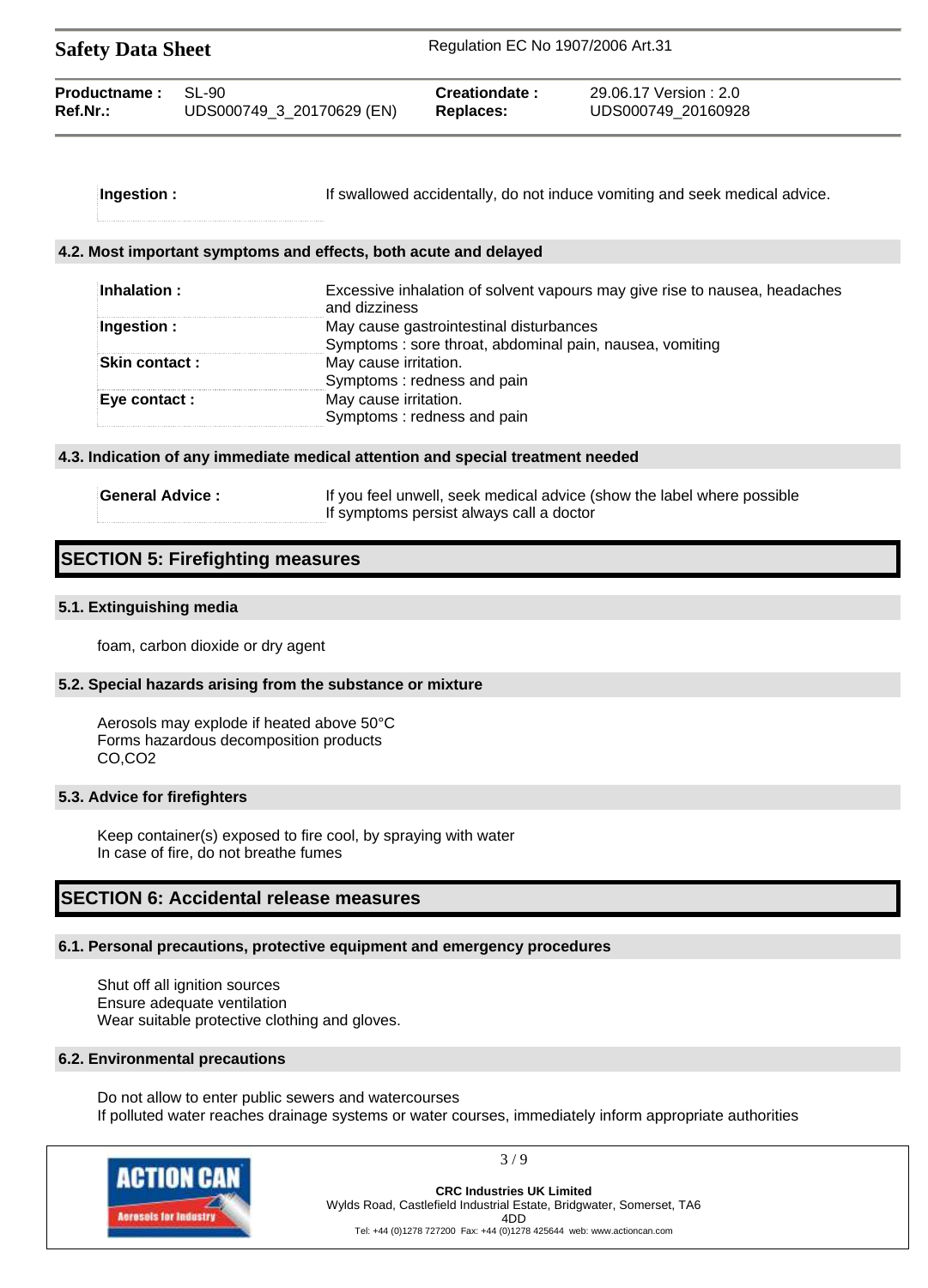| | |
|---|---|
| **Ingestion :** | If swallowed accidentally, do not induce vomiting and seek medical advice. |

### 4.2. Most important symptoms and effects, both acute and delayed

| | |
|---|---|
| **Inhalation :** | Excessive inhalation of solvent vapours may give rise to nausea, headaches and dizziness |
| **Ingestion :** | May cause gastrointestinal disturbances<br>Symptoms : sore throat, abdominal pain, nausea, vomiting |
| **Skin contact :** | May cause irritation.<br>Symptoms : redness and pain |
| **Eye contact :** | May cause irritation.<br>Symptoms : redness and pain |

### 4.3. Indication of any immediate medical attention and special treatment needed

| | |
|---|---|
| **General Advice :** | If you feel unwell, seek medical advice (show the label where possible<br>If symptoms persist always call a doctor |

## SECTION 5: Firefighting measures

### 5.1. Extinguishing media

foam, carbon dioxide or dry agent

### 5.2. Special hazards arising from the substance or mixture

Aerosols may explode if heated above 50°C
Forms hazardous decomposition products
CO,$CO_2$

### 5.3. Advice for firefighters

Keep container(s) exposed to fire cool, by spraying with water
In case of fire, do not breathe fumes

## SECTION 6: Accidental release measures

### 6.1. Personal precautions, protective equipment and emergency procedures

Shut off all ignition sources
Ensure adequate ventilation
Wear suitable protective clothing and gloves.

### 6.2. Environmental precautions

Do not allow to enter public sewers and watercourses
If polluted water reaches drainage systems or water courses, immediately inform appropriate authorities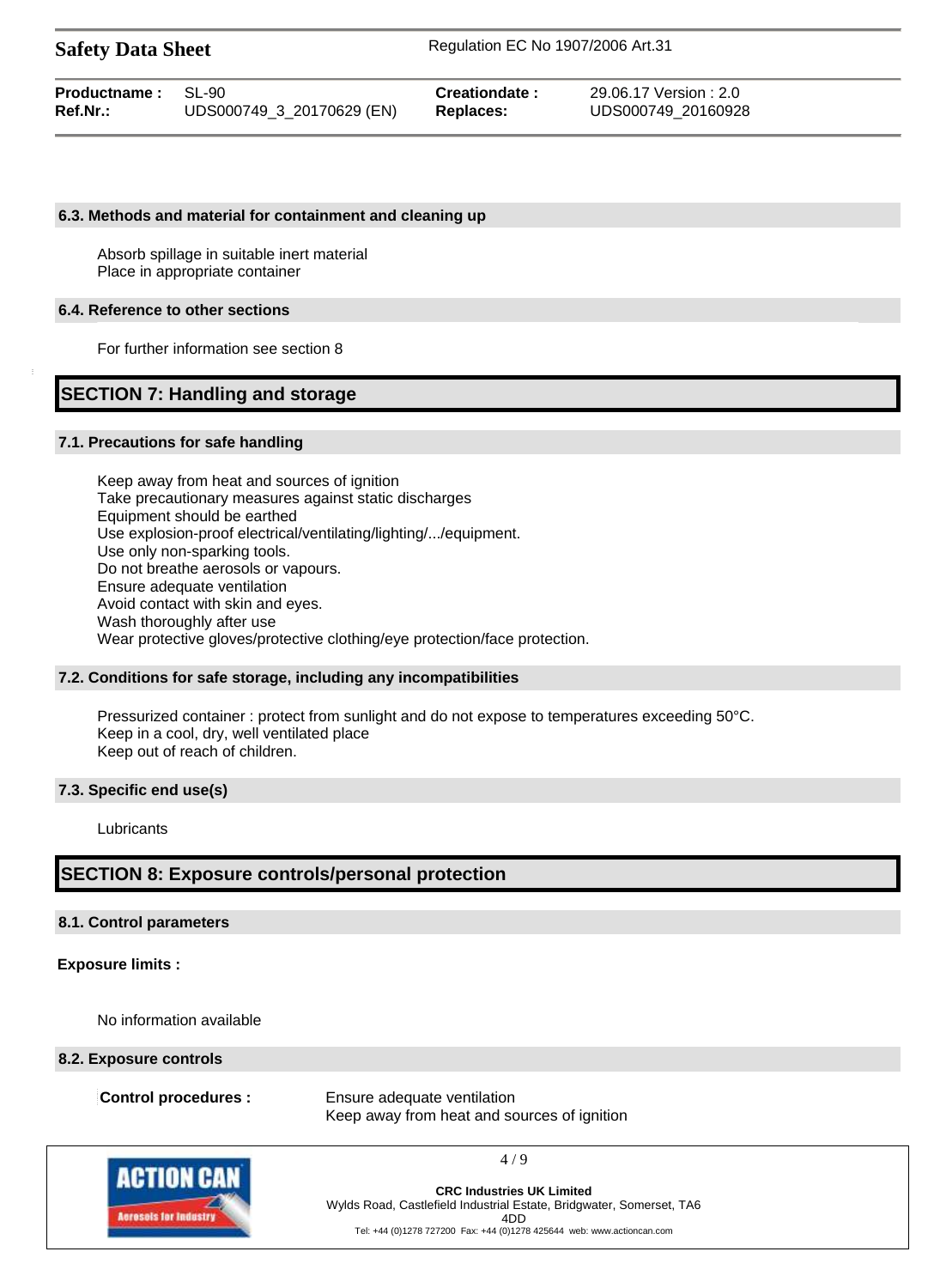### 6.3. Methods and material for containment and cleaning up

Absorb spillage in suitable inert material
Place in appropriate container

### 6.4. Reference to other sections

For further information see section 8

## SECTION 7: Handling and storage

### 7.1. Precautions for safe handling

Keep away from heat and sources of ignition
Take precautionary measures against static discharges
Equipment should be earthed
Use explosion-proof electrical/ventilating/lighting/.../equipment.
Use only non-sparking tools.
Do not breathe aerosols or vapours.
Ensure adequate ventilation
Avoid contact with skin and eyes.
Wash thoroughly after use
Wear protective gloves/protective clothing/eye protection/face protection.

### 7.2. Conditions for safe storage, including any incompatibilities

Pressurized container : protect from sunlight and do not expose to temperatures exceeding 50°C.
Keep in a cool, dry, well ventilated place
Keep out of reach of children.

### 7.3. Specific end use(s)

Lubricants

## SECTION 8: Exposure controls/personal protection

### 8.1. Control parameters

**Exposure limits :**

No information available

### 8.2. Exposure controls

**Control procedures :** Ensure adequate ventilation
Keep away from heat and sources of ignition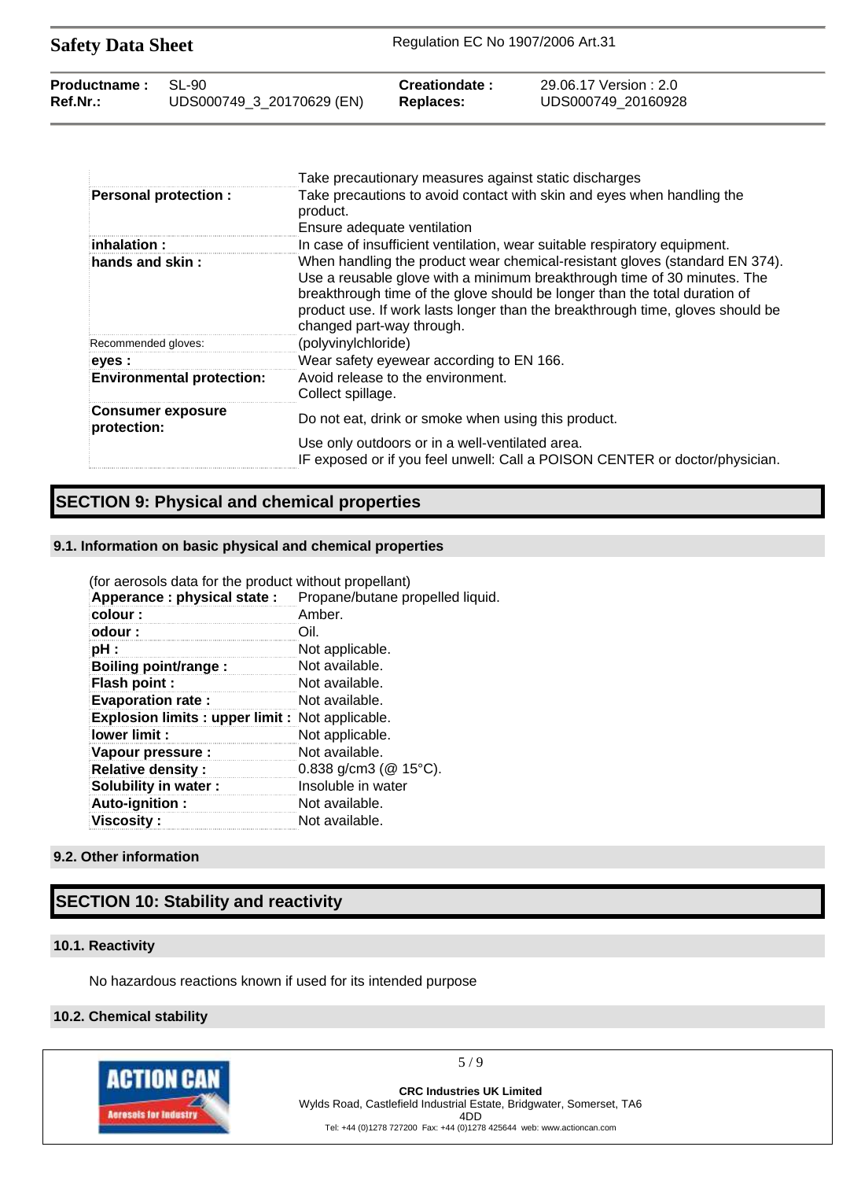| | |
|---|---|
| | Take precautionary measures against static discharges |
| **Personal protection :** | Take precautions to avoid contact with skin and eyes when handling the product.<br>Ensure adequate ventilation |
| **inhalation :** | In case of insufficient ventilation, wear suitable respiratory equipment. |
| **hands and skin :** | When handling the product wear chemical-resistant gloves (standard EN 374). Use a reusable glove with a minimum breakthrough time of 30 minutes. The breakthrough time of the glove should be longer than the total duration of product use. If work lasts longer than the breakthrough time, gloves should be changed part-way through. |
| Recommended gloves: | (polyvinylchloride) |
| **eyes :** | Wear safety eyewear according to EN 166. |
| **Environmental protection:** | Avoid release to the environment.<br>Collect spillage. |
| **Consumer exposure protection:** | Do not eat, drink or smoke when using this product.<br>Use only outdoors or in a well-ventilated area.<br>IF exposed or if you feel unwell: Call a POISON CENTER or doctor/physician. |

# SECTION 9: Physical and chemical properties

## 9.1. Information on basic physical and chemical properties

(for aerosols data for the product without propellant)

| | |
|---|---|
| **Apperance : physical state :** | Propane/butane propelled liquid. |
| **colour :** | Amber. |
| **odour :** | Oil. |
| **pH :** | Not applicable. |
| **Boiling point/range :** | Not available. |
| **Flash point :** | Not available. |
| **Evaporation rate :** | Not available. |
| **Explosion limits : upper limit :** | Not applicable. |
| **lower limit :** | Not applicable. |
| **Vapour pressure :** | Not available. |
| **Relative density :** | 0.838 g/cm3 (@ 15°C). |
| **Solubility in water :** | Insoluble in water |
| **Auto-ignition :** | Not available. |
| **Viscosity :** | Not available. |

## 9.2. Other information

# SECTION 10: Stability and reactivity

## 10.1. Reactivity

No hazardous reactions known if used for its intended purpose

## 10.2. Chemical stability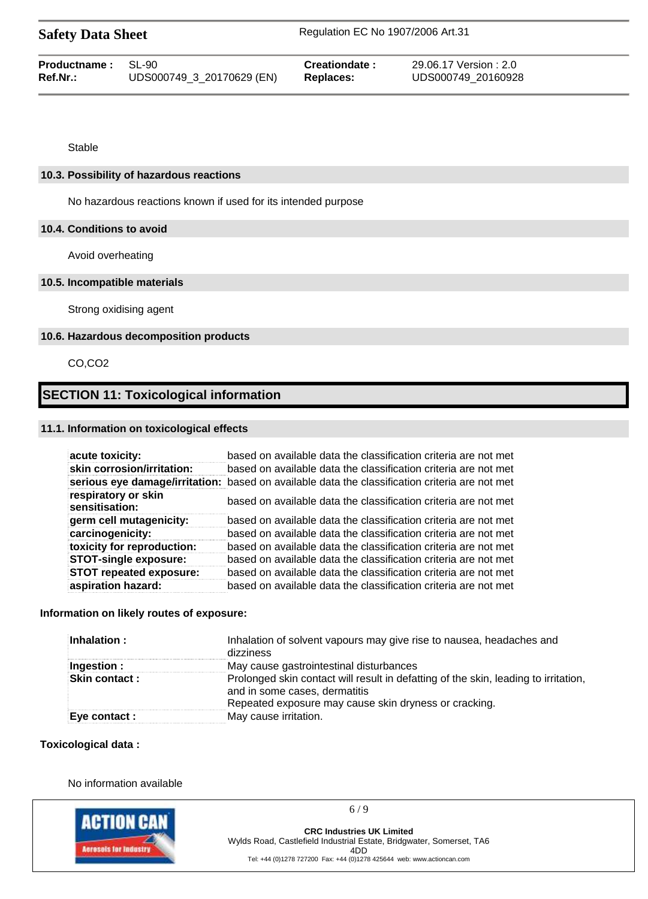Stable

### 10.3. Possibility of hazardous reactions

No hazardous reactions known if used for its intended purpose

### 10.4. Conditions to avoid

Avoid overheating

### 10.5. Incompatible materials

Strong oxidising agent

### 10.6. Hazardous decomposition products

CO,$CO_2$

## SECTION 11: Toxicological information

### 11.1. Information on toxicological effects

| | |
|---|---|
| **acute toxicity:** | based on available data the classification criteria are not met |
| **skin corrosion/irritation:** | based on available data the classification criteria are not met |
| **serious eye damage/irritation:** | based on available data the classification criteria are not met |
| **respiratory or skin sensitisation:** | based on available data the classification criteria are not met |
| **germ cell mutagenicity:** | based on available data the classification criteria are not met |
| **carcinogenicity:** | based on available data the classification criteria are not met |
| **toxicity for reproduction:** | based on available data the classification criteria are not met |
| **STOT-single exposure:** | based on available data the classification criteria are not met |
| **STOT repeated exposure:** | based on available data the classification criteria are not met |
| **aspiration hazard:** | based on available data the classification criteria are not met |

**Information on likely routes of exposure:**

| | |
|---|---|
| **Inhalation :** | Inhalation of solvent vapours may give rise to nausea, headaches and dizziness |
| **Ingestion :** | May cause gastrointestinal disturbances |
| **Skin contact :** | Prolonged skin contact will result in defatting of the skin, leading to irritation, and in some cases, dermatitis<br>Repeated exposure may cause skin dryness or cracking. |
| **Eye contact :** | May cause irritation. |

**Toxicological data :**

No information available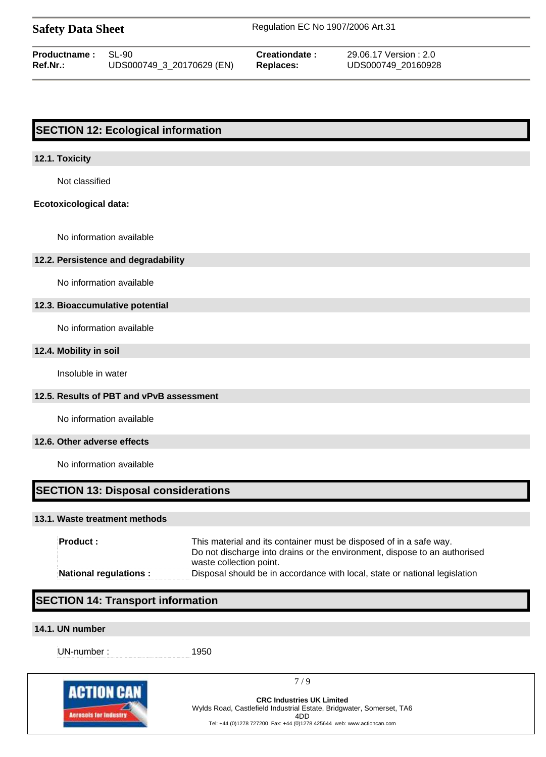## SECTION 12: Ecological information

### 12.1. Toxicity

Not classified

**Ecotoxicological data:**

No information available

### 12.2. Persistence and degradability

No information available

### 12.3. Bioaccumulative potential

No information available

### 12.4. Mobility in soil

Insoluble in water

### 12.5. Results of PBT and vPvB assessment

No information available

### 12.6. Other adverse effects

No information available

## SECTION 13: Disposal considerations

### 13.1. Waste treatment methods

| | |
|---|---|
| **Product :** | This material and its container must be disposed of in a safe way. Do not discharge into drains or the environment, dispose to an authorised waste collection point. |
| **National regulations :** | Disposal should be in accordance with local, state or national legislation |

## SECTION 14: Transport information

### 14.1. UN number

| | |
|---|---|
| UN-number : | 1950 |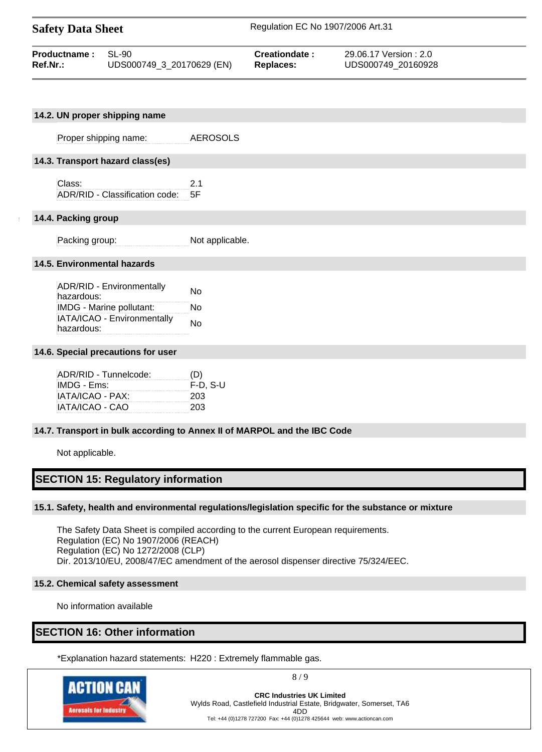### 14.2. UN proper shipping name

| | |
|---|---|
| Proper shipping name: | AEROSOLS |

### 14.3. Transport hazard class(es)

| | |
|---|---|
| Class: | 2.1 |
| ADR/RID - Classification code: | 5F |

### 14.4. Packing group

| | |
|---|---|
| Packing group: | Not applicable. |

### 14.5. Environmental hazards

| | |
|---|---|
| ADR/RID - Environmentally hazardous: | No |
| IMDG - Marine pollutant: | No |
| IATA/ICAO - Environmentally hazardous: | No |

### 14.6. Special precautions for user

| | |
|---|---|
| ADR/RID - Tunnelcode: | (D) |
| IMDG - Ems: | F-D, S-U |
| IATA/ICAO - PAX: | 203 |
| IATA/ICAO - CAO | 203 |

### 14.7. Transport in bulk according to Annex II of MARPOL and the IBC Code

Not applicable.

## SECTION 15: Regulatory information

### 15.1. Safety, health and environmental regulations/legislation specific for the substance or mixture

The Safety Data Sheet is compiled according to the current European requirements.
Regulation (EC) No 1907/2006 (REACH)
Regulation (EC) No 1272/2008 (CLP)
Dir. 2013/10/EU, 2008/47/EC amendment of the aerosol dispenser directive 75/324/EEC.

### 15.2. Chemical safety assessment

No information available

## SECTION 16: Other information

*Explanation hazard statements: H220 : Extremely flammable gas.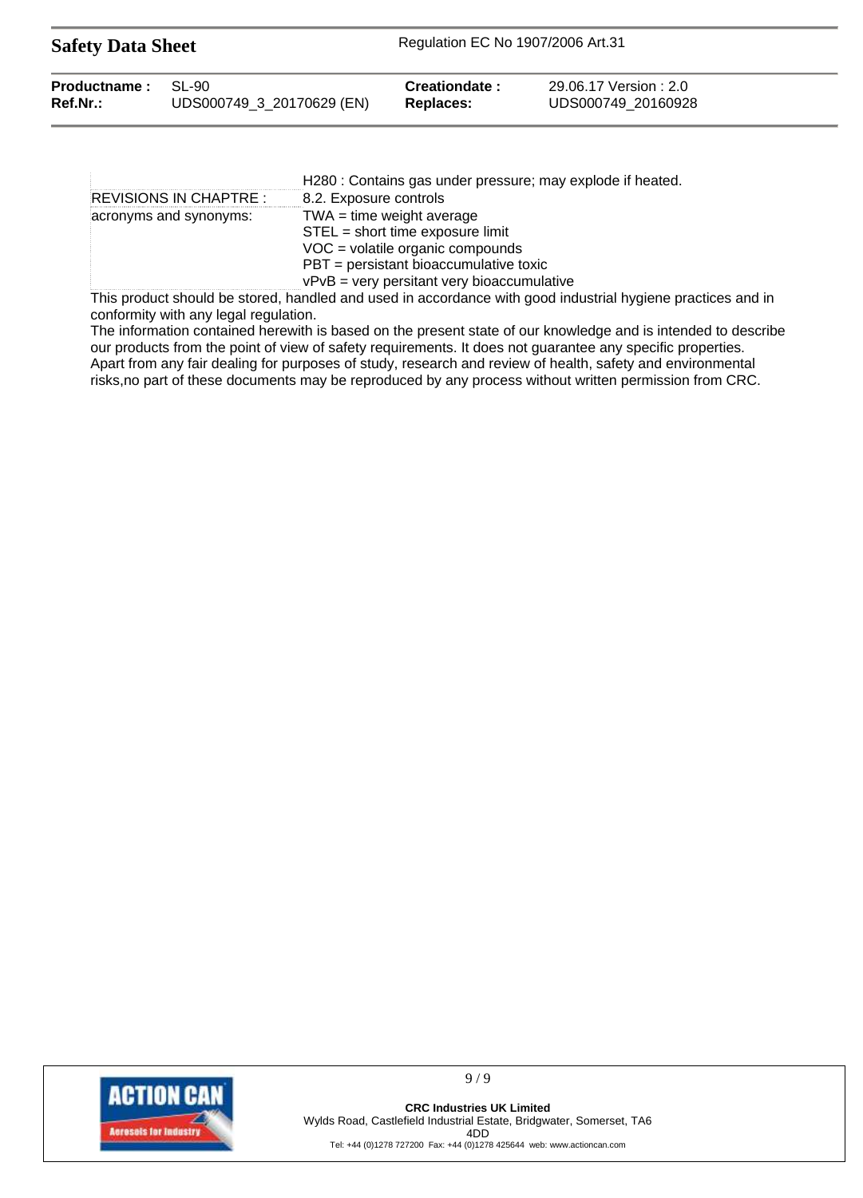| | |
|---|---|
| | H280 : Contains gas under pressure; may explode if heated. |
| REVISIONS IN CHAPTRE : | 8.2. Exposure controls |
| acronyms and synonyms: | TWA = time weight average<br>STEL = short time exposure limit<br>VOC = volatile organic compounds<br>PBT = persistant bioaccumulative toxic<br>vPvB = very persitant very bioaccumulative |

This product should be stored, handled and used in accordance with good industrial hygiene practices and in conformity with any legal regulation.

The information contained herewith is based on the present state of our knowledge and is intended to describe our products from the point of view of safety requirements. It does not guarantee any specific properties. Apart from any fair dealing for purposes of study, research and review of health, safety and environmental risks,no part of these documents may be reproduced by any process without written permission from CRC.